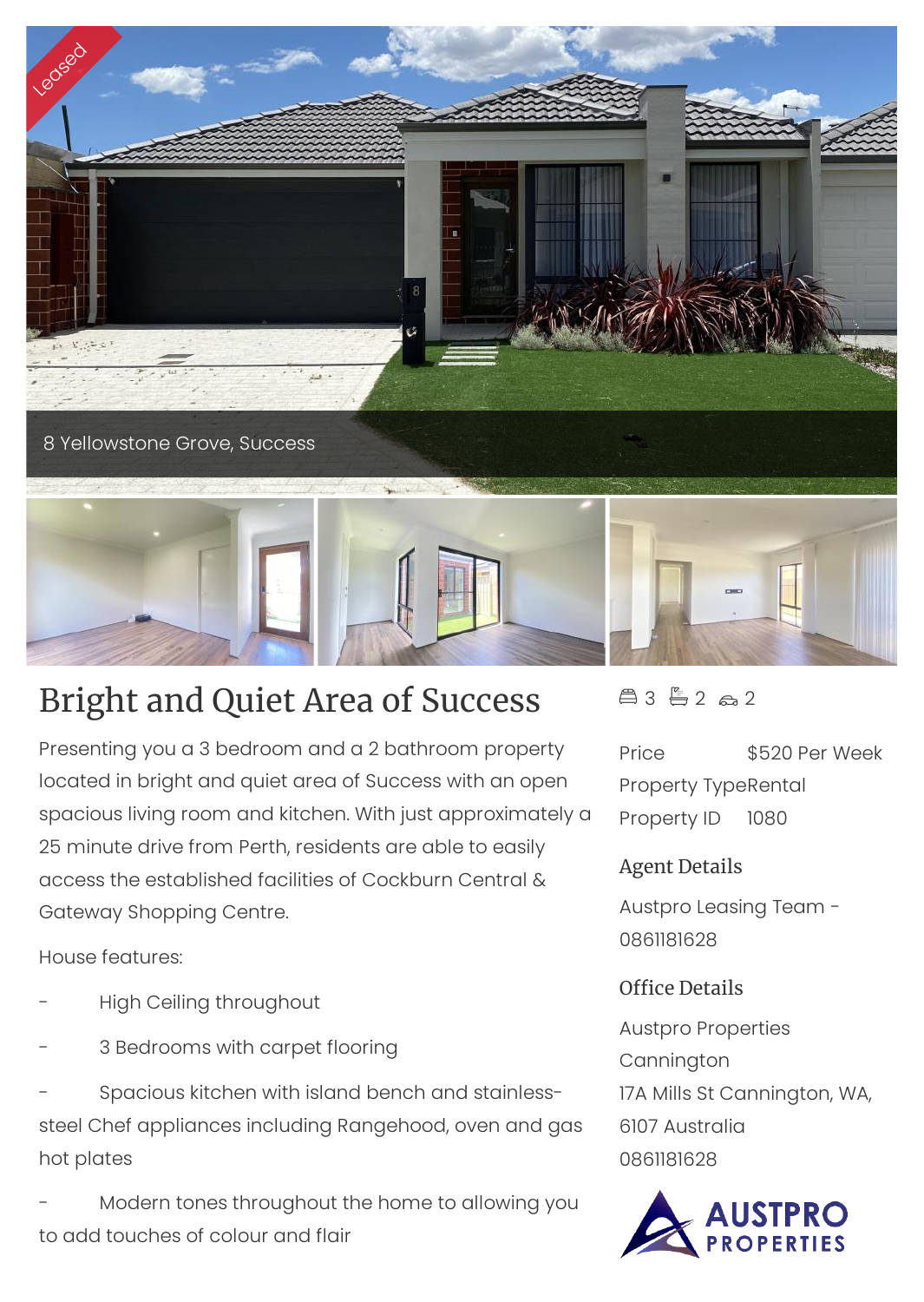Leased

8 Yellowstone Grove, Success

# Bright and Quiet Area of Success

Presenting you a 3 bedroom and a 2 bathroom property located in bright and quiet area of Success with an open spacious living room and kitchen. With just approximately a 25 minute drive from Perth, residents are able to easily access the established facilities of Cockburn Central & Gateway Shopping Centre.

House features:

- High Ceiling throughout
- 3 Bedrooms with carpet flooring
- Spacious kitchen with island bench and stainless-steel Chef appliances including Rangehood, oven and gas hot plates
- Modern tones throughout the home to allowing you to add touches of colour and flair

3 2 2

Price $520 Per Week

Property Type Rental

Property ID 1080

## Agent Details

Austpro Leasing Team - 0861181628

## Office Details

Austpro Properties Cannington

17A Mills St Cannington, WA, 6107 Australia

0861181628

AUSTPRO PROPERTIES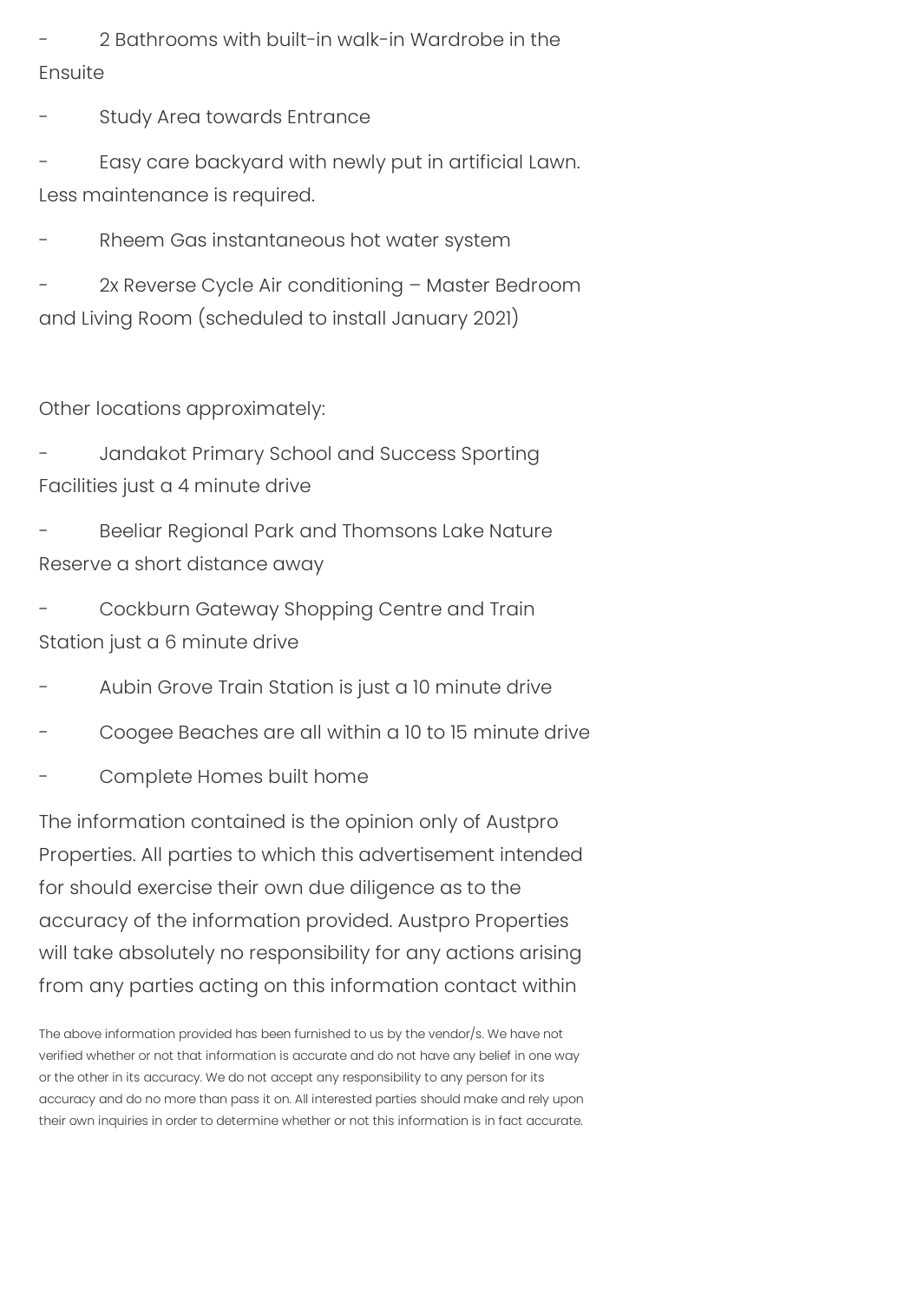- 2 Bathrooms with built-in walk-in Wardrobe in the Ensuite
- Study Area towards Entrance
- Easy care backyard with newly put in artificial Lawn. Less maintenance is required.
- Rheem Gas instantaneous hot water system
- 2x Reverse Cycle Air conditioning – Master Bedroom and Living Room (scheduled to install January 2021)

Other locations approximately:

- Jandakot Primary School and Success Sporting Facilities just a 4 minute drive
- Beeliar Regional Park and Thomsons Lake Nature Reserve a short distance away
- Cockburn Gateway Shopping Centre and Train Station just a 6 minute drive
- Aubin Grove Train Station is just a 10 minute drive
- Coogee Beaches are all within a 10 to 15 minute drive
- Complete Homes built home

The information contained is the opinion only of Austpro Properties. All parties to which this advertisement intended for should exercise their own due diligence as to the accuracy of the information provided. Austpro Properties will take absolutely no responsibility for any actions arising from any parties acting on this information contact within

The above information provided has been furnished to us by the vendor/s. We have not verified whether or not that information is accurate and do not have any belief in one way or the other in its accuracy. We do not accept any responsibility to any person for its accuracy and do no more than pass it on. All interested parties should make and rely upon their own inquiries in order to determine whether or not this information is in fact accurate.